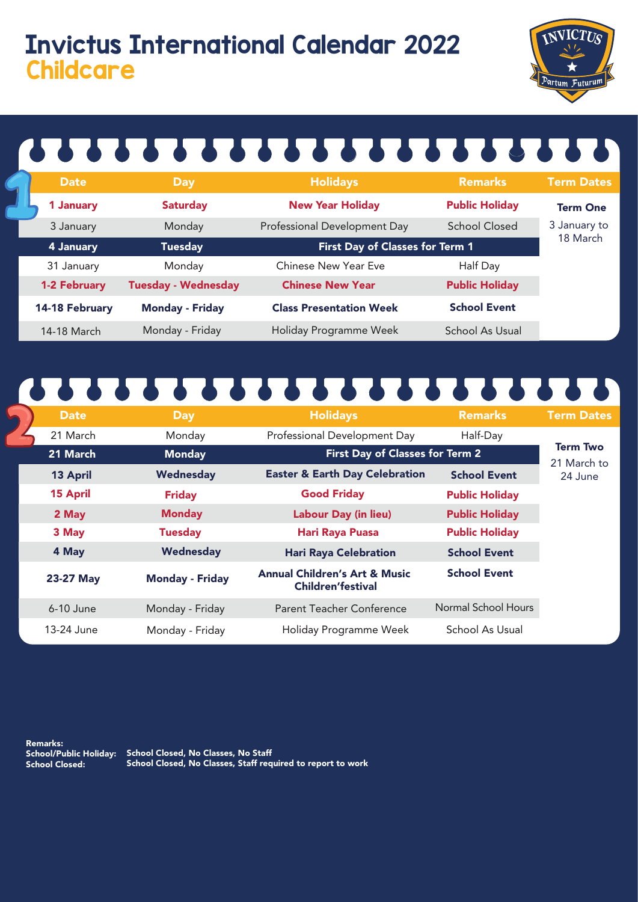# Invictus International Calendar 2022

## Childcare

| Date | Day | Holidays | Remarks | Term Dates |
|---|---|---|---|---|
| **1 January** | **Saturday** | **New Year Holiday** | **Public Holiday** | **Term One** 3 January to 18 March |
| 3 January | Monday | Professional Development Day | School Closed | |
| **4 January** | **Tuesday** | **First Day of Classes for Term 1** | | |
| 31 January | Monday | Chinese New Year Eve | Half Day | |
| **1-2 February** | **Tuesday - Wednesday** | **Chinese New Year** | **Public Holiday** | |
| **14-18 February** | **Monday - Friday** | **Class Presentation Week** | **School Event** | |
| 14-18 March | Monday - Friday | Holiday Programme Week | School As Usual | |

| Date | Day | Holidays | Remarks | Term Dates |
|---|---|---|---|---|
| 21 March | Monday | Professional Development Day | Half-Day | **Term Two** 21 March to 24 June |
| **21 March** | **Monday** | **First Day of Classes for Term 2** | | |
| **13 April** | **Wednesday** | **Easter & Earth Day Celebration** | **School Event** | |
| **15 April** | **Friday** | **Good Friday** | **Public Holiday** | |
| **2 May** | **Monday** | **Labour Day (in lieu)** | **Public Holiday** | |
| **3 May** | **Tuesday** | **Hari Raya Puasa** | **Public Holiday** | |
| **4 May** | **Wednesday** | **Hari Raya Celebration** | **School Event** | |
| **23-27 May** | **Monday - Friday** | **Annual Children's Art & Music Children'festival** | **School Event** | |
| 6-10 June | Monday - Friday | Parent Teacher Conference | Normal School Hours | |
| 13-24 June | Monday - Friday | Holiday Programme Week | School As Usual | |

**Remarks:**
**School/Public Holiday:** School Closed, No Classes, No Staff
**School Closed:** School Closed, No Classes, Staff required to report to work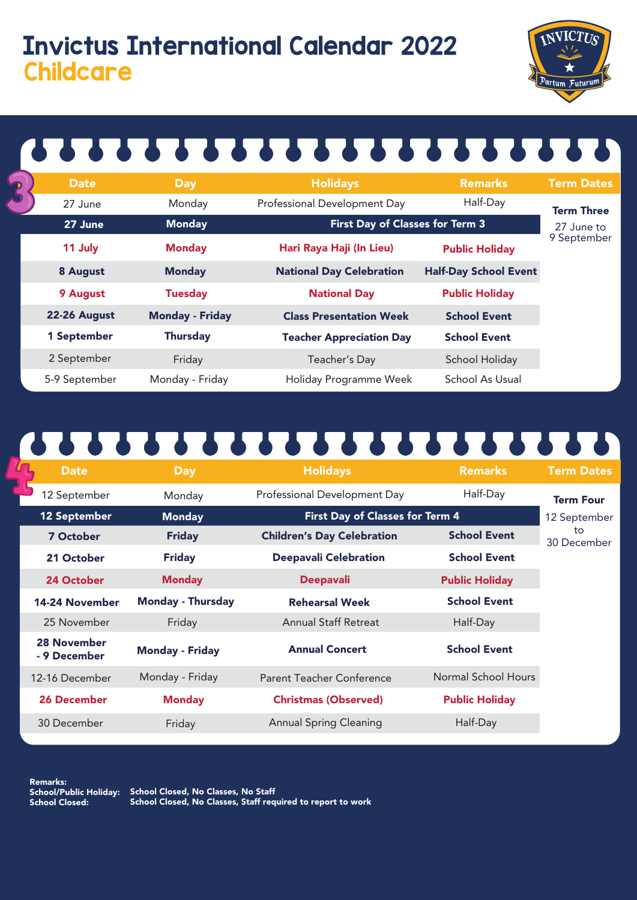# Invictus International Calendar 2022
## Childcare

### 3

| Date | Day | Holidays | Remarks | Term Dates |
|---|---|---|---|---|
| 27 June | Monday | Professional Development Day | Half-Day | **Term Three** 27 June to 9 September |
| **27 June** | **Monday** | **First Day of Classes for Term 3** | | |
| **11 July** | **Monday** | **Hari Raya Haji (In Lieu)** | **Public Holiday** | |
| **8 August** | **Monday** | **National Day Celebration** | **Half-Day School Event** | |
| **9 August** | **Tuesday** | **National Day** | **Public Holiday** | |
| **22-26 August** | **Monday - Friday** | **Class Presentation Week** | **School Event** | |
| **1 September** | **Thursday** | **Teacher Appreciation Day** | **School Event** | |
| 2 September | Friday | Teacher's Day | School Holiday | |
| 5-9 September | Monday - Friday | Holiday Programme Week | School As Usual | |

### 4

| Date | Day | Holidays | Remarks | Term Dates |
|---|---|---|---|---|
| 12 September | Monday | Professional Development Day | Half-Day | **Term Four** 12 September to 30 December |
| **12 September** | **Monday** | **First Day of Classes for Term 4** | | |
| **7 October** | **Friday** | **Children's Day Celebration** | **School Event** | |
| **21 October** | **Friday** | **Deepavali Celebration** | **School Event** | |
| **24 October** | **Monday** | **Deepavali** | **Public Holiday** | |
| **14-24 November** | **Monday - Thursday** | **Rehearsal Week** | **School Event** | |
| 25 November | Friday | Annual Staff Retreat | Half-Day | |
| **28 November - 9 December** | **Monday - Friday** | **Annual Concert** | **School Event** | |
| 12-16 December | Monday - Friday | Parent Teacher Conference | Normal School Hours | |
| **26 December** | **Monday** | **Christmas (Observed)** | **Public Holiday** | |
| 30 December | Friday | Annual Spring Cleaning | Half-Day | |

**Remarks:**
**School/Public Holiday:** School Closed, No Classes, No Staff
**School Closed:** School Closed, No Classes, Staff required to report to work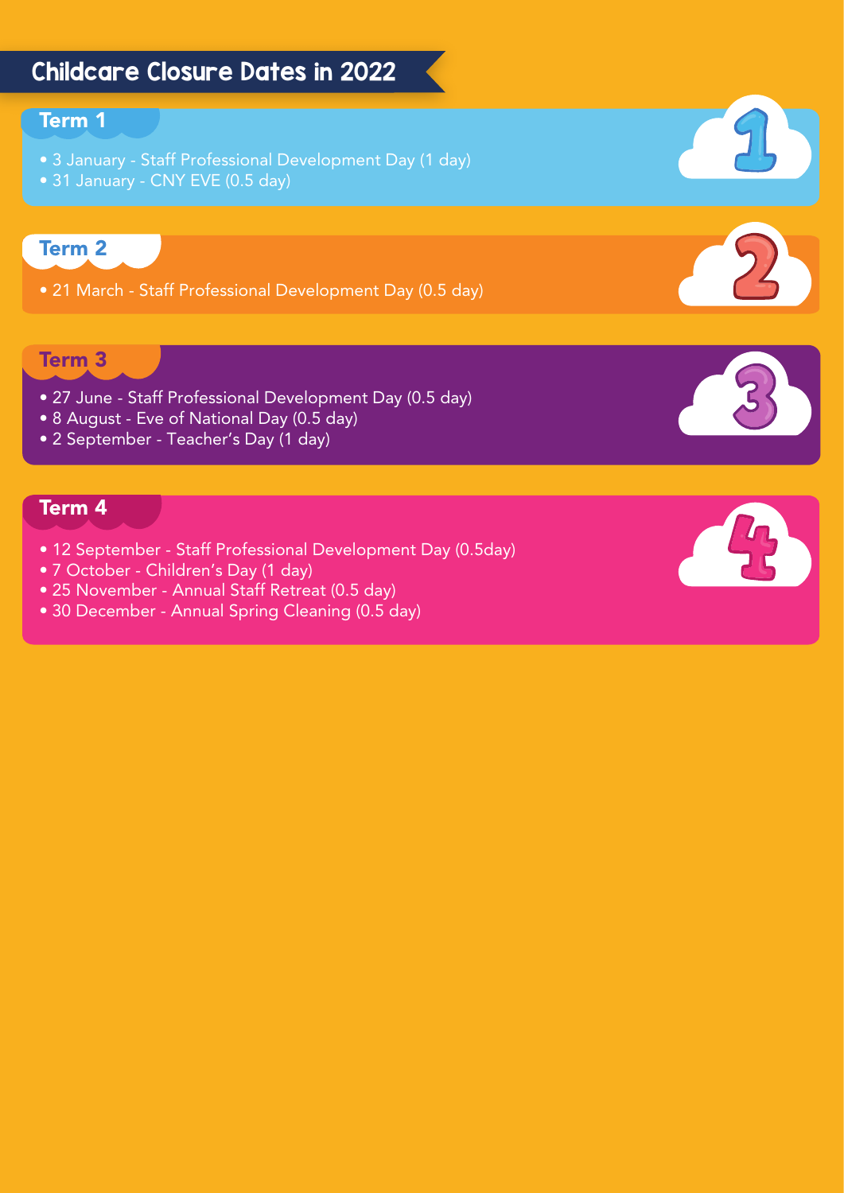# Childcare Closure Dates in 2022

## Term 1

- 3 January - Staff Professional Development Day (1 day)
- 31 January - CNY EVE (0.5 day)

## Term 2

- 21 March - Staff Professional Development Day (0.5 day)

## Term 3

- 27 June - Staff Professional Development Day (0.5 day)
- 8 August - Eve of National Day (0.5 day)
- 2 September - Teacher's Day (1 day)

## Term 4

- 12 September - Staff Professional Development Day (0.5day)
- 7 October - Children's Day (1 day)
- 25 November - Annual Staff Retreat (0.5 day)
- 30 December - Annual Spring Cleaning (0.5 day)